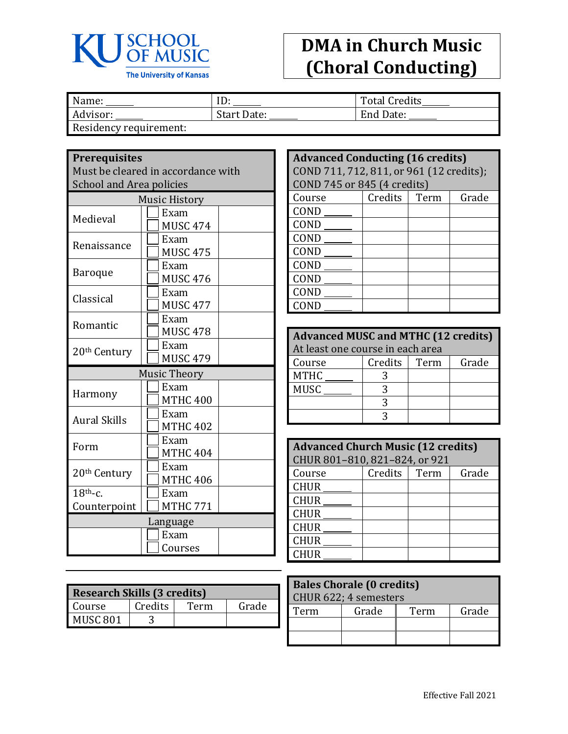KU SCHOOL OF MUSIC
The University of Kansas

# DMA in Church Music (Choral Conducting)

| Name: ______ | ID: ______ | Total Credits______ |
|---|---|---|
| Advisor: ______ | Start Date: ______ | End Date: ______ |
| Residency requirement: | | |

| **Prerequisites** Must be cleared in accordance with School and Area policies | | |
|---|---|---|
| Music History | | |
| Medieval | ☐ Exam ☐ MUSC 474 | |
| Renaissance | ☐ Exam ☐ MUSC 475 | |
| Baroque | ☐ Exam ☐ MUSC 476 | |
| Classical | ☐ Exam ☐ MUSC 477 | |
| Romantic | ☐ Exam ☐ MUSC 478 | |
| 20th Century | ☐ Exam ☐ MUSC 479 | |
| Music Theory | | |
| Harmony | ☐ Exam ☐ MTHC 400 | |
| Aural Skills | ☐ Exam ☐ MTHC 402 | |
| Form | ☐ Exam ☐ MTHC 404 | |
| 20th Century | ☐ Exam ☐ MTHC 406 | |
| 18th-c. Counterpoint | ☐ Exam ☐ MTHC 771 | |
| Language | | |
| | ☐ Exam ☐ Courses | |

| **Research Skills (3 credits)** | | | |
|---|---|---|---|
| Course | Credits | Term | Grade |
| MUSC 801 | 3 | | |

| **Advanced Conducting (16 credits)** COND 711, 712, 811, or 961 (12 credits); COND 745 or 845 (4 credits) | | | |
|---|---|---|---|
| Course | Credits | Term | Grade |
| COND ______ | | | |
| COND ______ | | | |
| COND ______ | | | |
| COND ______ | | | |
| COND ______ | | | |
| COND ______ | | | |
| COND ______ | | | |
| COND ______ | | | |

| **Advanced MUSC and MTHC (12 credits)** At least one course in each area | | | |
|---|---|---|---|
| Course | Credits | Term | Grade |
| MTHC ______ | 3 | | |
| MUSC ______ | 3 | | |
| | 3 | | |
| | 3 | | |

| **Advanced Church Music (12 credits)** CHUR 801–810, 821–824, or 921 | | | |
|---|---|---|---|
| Course | Credits | Term | Grade |
| CHUR ______ | | | |
| CHUR ______ | | | |
| CHUR ______ | | | |
| CHUR ______ | | | |
| CHUR ______ | | | |
| CHUR ______ | | | |

| **Bales Chorale (0 credits)** CHUR 622; 4 semesters | | | |
|---|---|---|---|
| Term | Grade | Term | Grade |
| | | | |
| | | | |

Effective Fall 2021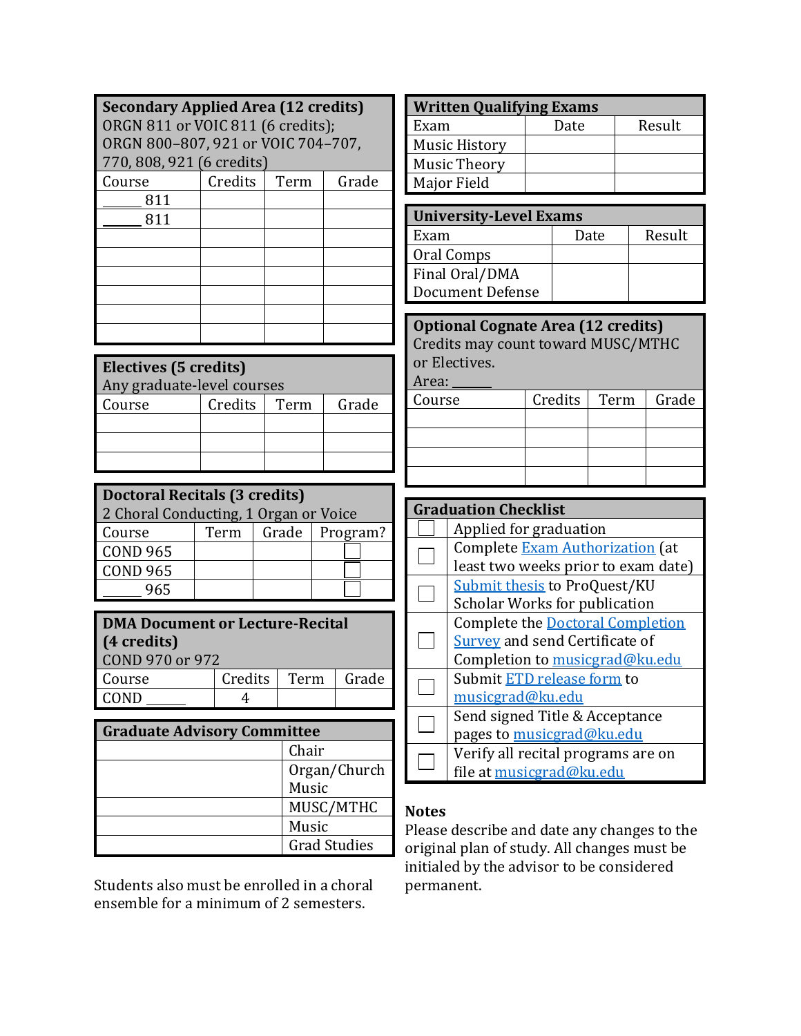## Secondary Applied Area (12 credits)

ORGN 811 or VOIC 811 (6 credits); ORGN 800–807, 921 or VOIC 704–707, 770, 808, 921 (6 credits)

| Course | Credits | Term | Grade |
|---|---|---|---|
| ______ 811 | | | |
| ______ 811 | | | |
| | | | |
| | | | |
| | | | |
| | | | |
| | | | |
| | | | |

## Electives (5 credits)

Any graduate-level courses

| Course | Credits | Term | Grade |
|---|---|---|---|
| | | | |
| | | | |
| | | | |

## Doctoral Recitals (3 credits)

2 Choral Conducting, 1 Organ or Voice

| Course | Term | Grade | Program? |
|---|---|---|---|
| COND 965 | | | ☐ |
| COND 965 | | | ☐ |
| ______ 965 | | | ☐ |

## DMA Document or Lecture-Recital (4 credits)

COND 970 or 972

| Course | Credits | Term | Grade |
|---|---|---|---|
| COND ______ | 4 | | |

## Graduate Advisory Committee

| | |
|---|---|
| | Chair |
| | Organ/Church Music |
| | MUSC/MTHC |
| | Music |
| | Grad Studies |

Students also must be enrolled in a choral ensemble for a minimum of 2 semesters.

## Written Qualifying Exams

| Exam | Date | Result |
|---|---|---|
| Music History | | |
| Music Theory | | |
| Major Field | | |

## University-Level Exams

| Exam | Date | Result |
|---|---|---|
| Oral Comps | | |
| Final Oral/DMA Document Defense | | |

## Optional Cognate Area (12 credits)

Credits may count toward MUSC/MTHC or Electives.

Area: ______

| Course | Credits | Term | Grade |
|---|---|---|---|
| | | | |
| | | | |
| | | | |
| | | | |

## Graduation Checklist

- ☐ Applied for graduation
- ☐ Complete Exam Authorization (at least two weeks prior to exam date)
- ☐ Submit thesis to ProQuest/KU Scholar Works for publication
- ☐ Complete the Doctoral Completion Survey and send Certificate of Completion to musicgrad@ku.edu
- ☐ Submit ETD release form to musicgrad@ku.edu
- ☐ Send signed Title & Acceptance pages to musicgrad@ku.edu
- ☐ Verify all recital programs are on file at musicgrad@ku.edu

## Notes

Please describe and date any changes to the original plan of study. All changes must be initialed by the advisor to be considered permanent.